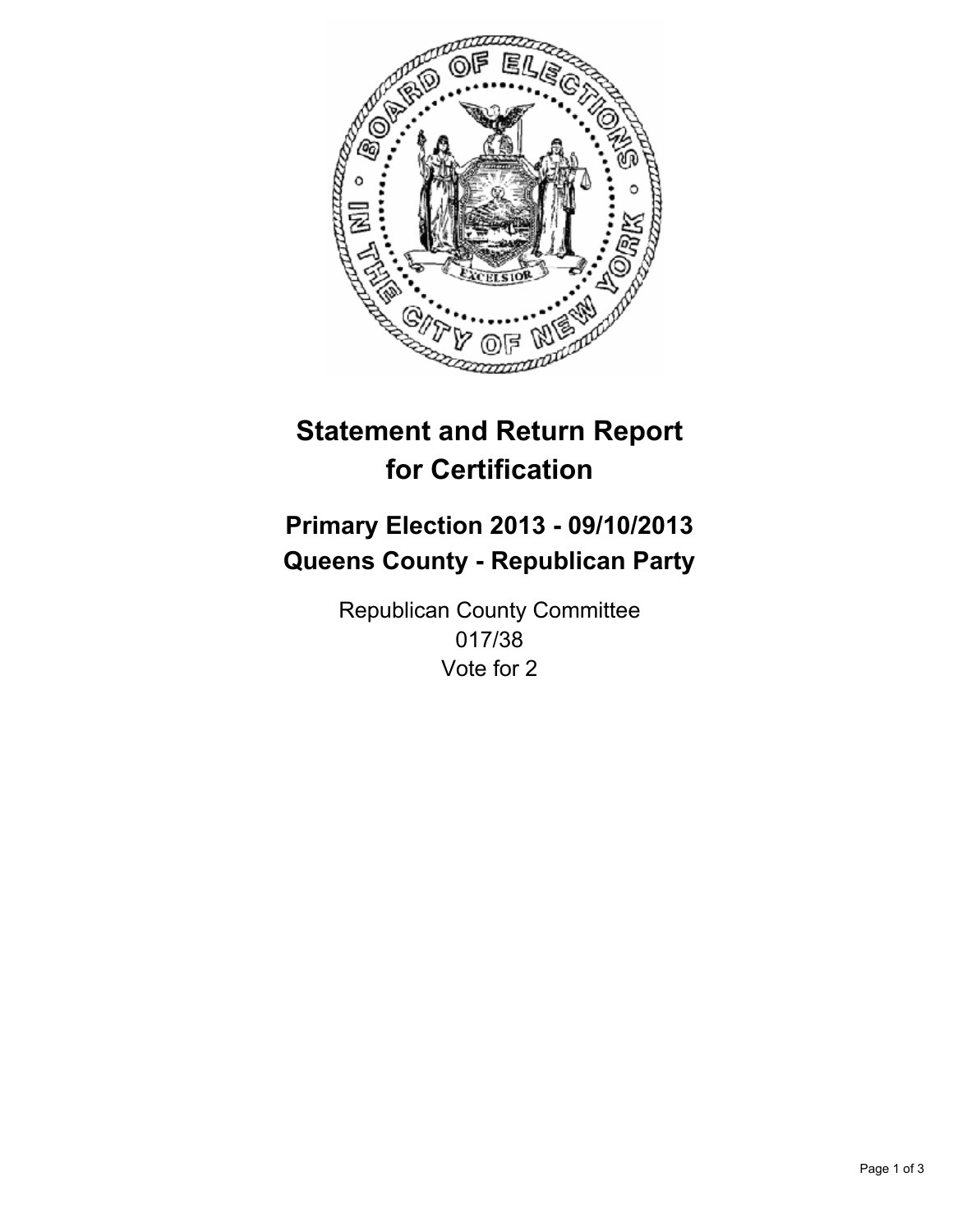# Statement and Return Report for Certification

## Primary Election 2013 - 09/10/2013
## Queens County - Republican Party

Republican County Committee
017/38
Vote for 2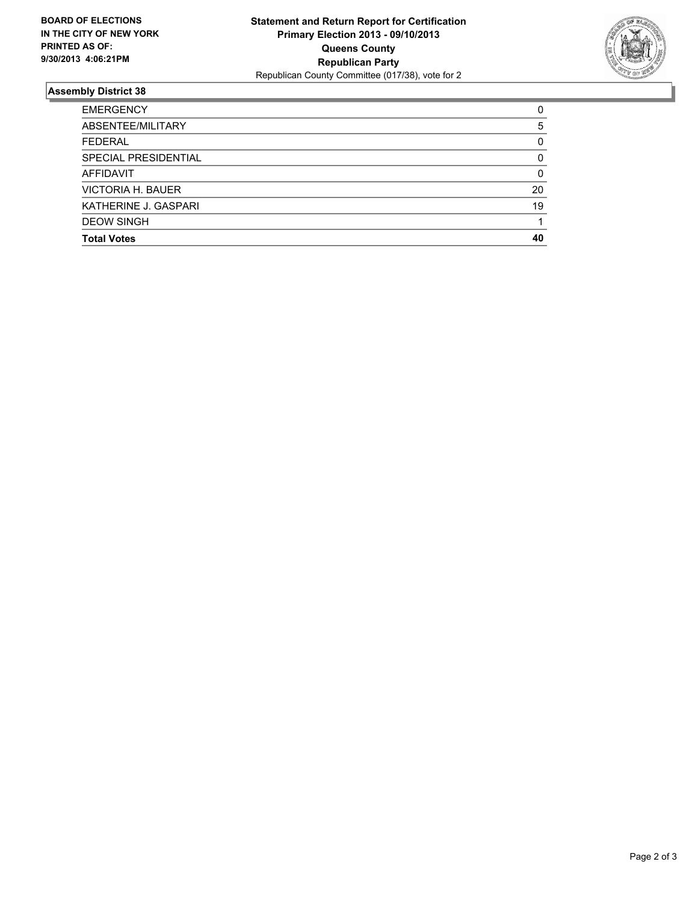**BOARD OF ELECTIONS IN THE CITY OF NEW YORK PRINTED AS OF: 9/30/2013 4:06:21PM**

**Statement and Return Report for Certification**
**Primary Election 2013 - 09/10/2013**
**Queens County**
**Republican Party**
Republican County Committee (017/38), vote for 2

### Assembly District 38

| | |
|---|---|
| EMERGENCY | 0 |
| ABSENTEE/MILITARY | 5 |
| FEDERAL | 0 |
| SPECIAL PRESIDENTIAL | 0 |
| AFFIDAVIT | 0 |
| VICTORIA H. BAUER | 20 |
| KATHERINE J. GASPARI | 19 |
| DEOW SINGH | 1 |
| **Total Votes** | **40** |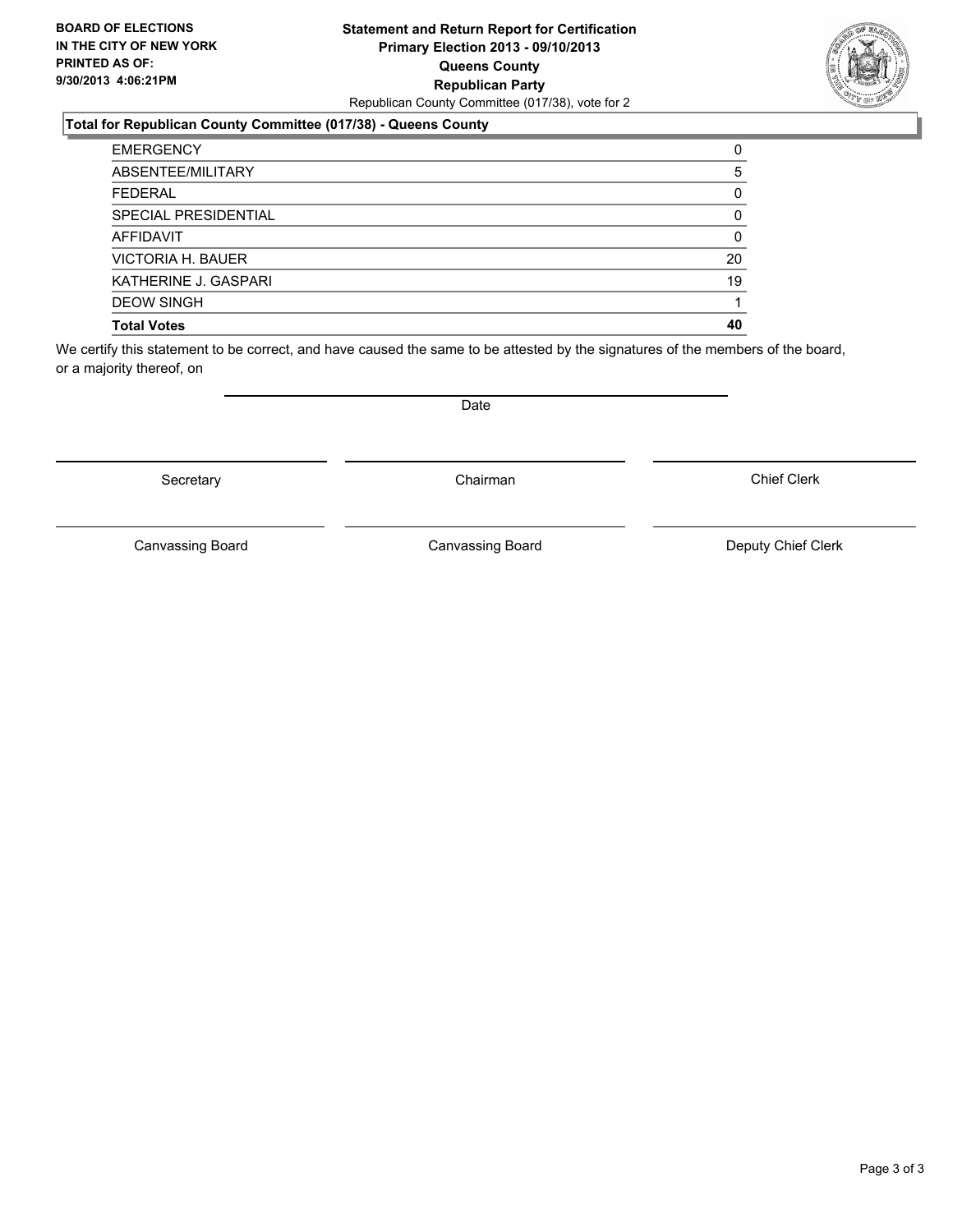**BOARD OF ELECTIONS IN THE CITY OF NEW YORK PRINTED AS OF: 9/30/2013 4:06:21PM**

**Statement and Return Report for Certification**
**Primary Election 2013 - 09/10/2013**
**Queens County**
**Republican Party**
Republican County Committee (017/38), vote for 2

### Total for Republican County Committee (017/38) - Queens County

| | |
|---|---|
| EMERGENCY | 0 |
| ABSENTEE/MILITARY | 5 |
| FEDERAL | 0 |
| SPECIAL PRESIDENTIAL | 0 |
| AFFIDAVIT | 0 |
| VICTORIA H. BAUER | 20 |
| KATHERINE J. GASPARI | 19 |
| DEOW SINGH | 1 |
| **Total Votes** | **40** |

We certify this statement to be correct, and have caused the same to be attested by the signatures of the members of the board, or a majority thereof, on

Date

Secretary

Chairman

Chief Clerk

Canvassing Board

Canvassing Board

Deputy Chief Clerk